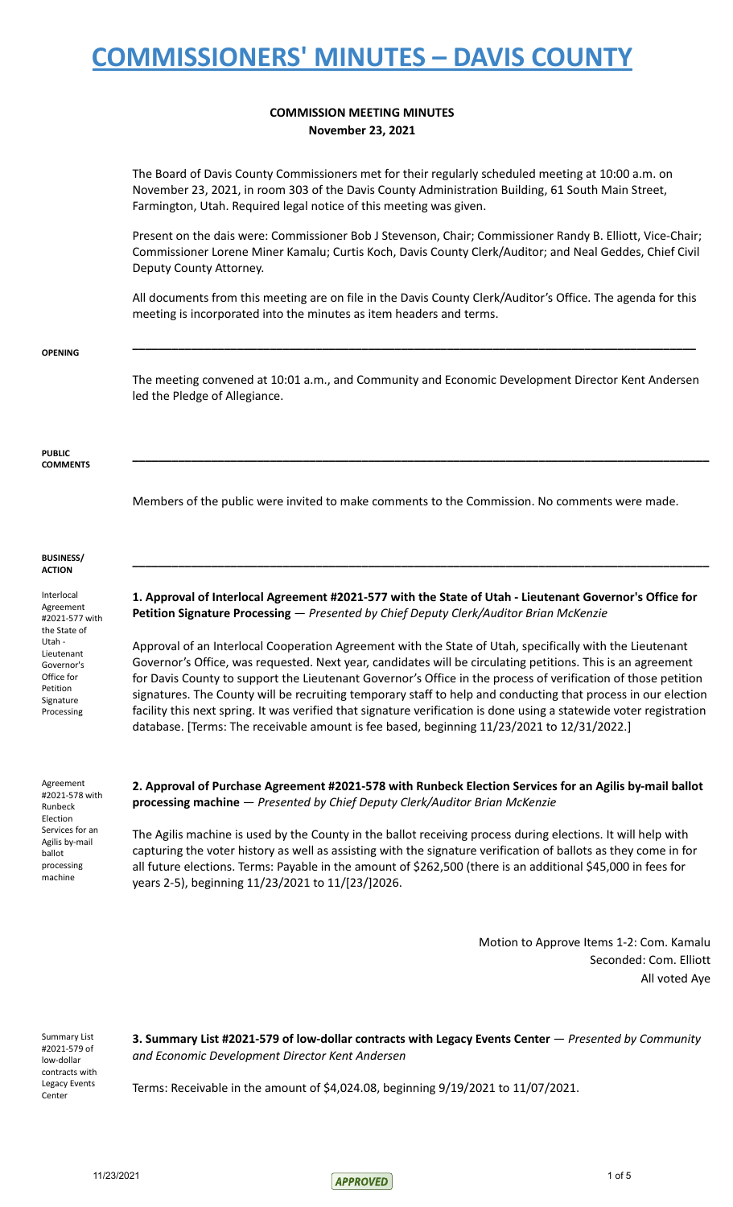# COMMISSIONERS' MINUTES – DAVIS COUNTY

**COMMISSION MEETING MINUTES**
**November 23, 2021**

The Board of Davis County Commissioners met for their regularly scheduled meeting at 10:00 a.m. on November 23, 2021, in room 303 of the Davis County Administration Building, 61 South Main Street, Farmington, Utah. Required legal notice of this meeting was given.

Present on the dais were: Commissioner Bob J Stevenson, Chair; Commissioner Randy B. Elliott, Vice-Chair; Commissioner Lorene Miner Kamalu; Curtis Koch, Davis County Clerk/Auditor; and Neal Geddes, Chief Civil Deputy County Attorney.

All documents from this meeting are on file in the Davis County Clerk/Auditor's Office. The agenda for this meeting is incorporated into the minutes as item headers and terms.

**OPENING**

The meeting convened at 10:01 a.m., and Community and Economic Development Director Kent Andersen led the Pledge of Allegiance.

**PUBLIC COMMENTS**

Members of the public were invited to make comments to the Commission. No comments were made.

**BUSINESS/ ACTION**

*Interlocal Agreement #2021-577 with the State of Utah - Lieutenant Governor's Office for Petition Signature Processing*

**1. Approval of Interlocal Agreement #2021-577 with the State of Utah - Lieutenant Governor's Office for Petition Signature Processing** — *Presented by Chief Deputy Clerk/Auditor Brian McKenzie*

Approval of an Interlocal Cooperation Agreement with the State of Utah, specifically with the Lieutenant Governor's Office, was requested. Next year, candidates will be circulating petitions. This is an agreement for Davis County to support the Lieutenant Governor's Office in the process of verification of those petition signatures. The County will be recruiting temporary staff to help and conducting that process in our election facility this next spring. It was verified that signature verification is done using a statewide voter registration database. [Terms: The receivable amount is fee based, beginning 11/23/2021 to 12/31/2022.]

*Agreement #2021-578 with Runbeck Election Services for an Agilis by-mail ballot processing machine*

**2. Approval of Purchase Agreement #2021-578 with Runbeck Election Services for an Agilis by-mail ballot processing machine** — *Presented by Chief Deputy Clerk/Auditor Brian McKenzie*

The Agilis machine is used by the County in the ballot receiving process during elections. It will help with capturing the voter history as well as assisting with the signature verification of ballots as they come in for all future elections. Terms: Payable in the amount of $262,500 (there is an additional $45,000 in fees for years 2-5), beginning 11/23/2021 to 11/[23/]2026.

Motion to Approve Items 1-2: Com. Kamalu
Seconded: Com. Elliott
All voted Aye

*Summary List #2021-579 of low-dollar contracts with Legacy Events Center*

**3. Summary List #2021-579 of low-dollar contracts with Legacy Events Center** — *Presented by Community and Economic Development Director Kent Andersen*

Terms: Receivable in the amount of $4,024.08, beginning 9/19/2021 to 11/07/2021.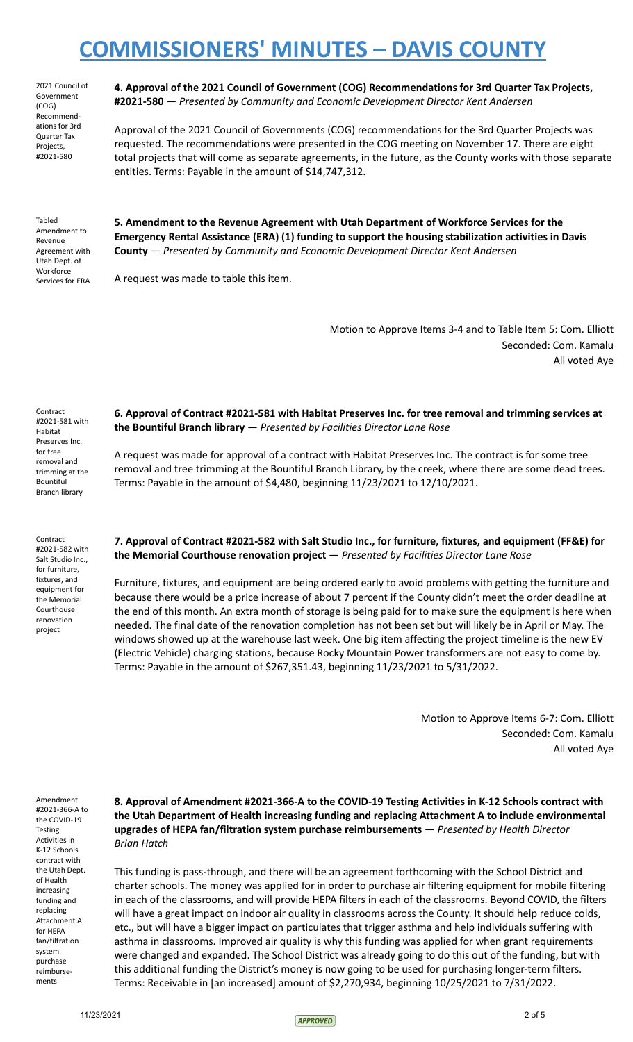2021 Council of Government (COG) Recommendations for 3rd Quarter Tax Projects, #2021-580

**4. Approval of the 2021 Council of Government (COG) Recommendations for 3rd Quarter Tax Projects, #2021-580** — *Presented by Community and Economic Development Director Kent Andersen*

Approval of the 2021 Council of Governments (COG) recommendations for the 3rd Quarter Projects was requested. The recommendations were presented in the COG meeting on November 17. There are eight total projects that will come as separate agreements, in the future, as the County works with those separate entities. Terms: Payable in the amount of $14,747,312.

Tabled Amendment to Revenue Agreement with Utah Dept. of Workforce Services for ERA

**5. Amendment to the Revenue Agreement with Utah Department of Workforce Services for the Emergency Rental Assistance (ERA) (1) funding to support the housing stabilization activities in Davis County** — *Presented by Community and Economic Development Director Kent Andersen*

A request was made to table this item.

Motion to Approve Items 3-4 and to Table Item 5: Com. Elliott
Seconded: Com. Kamalu
All voted Aye

Contract #2021-581 with Habitat Preserves Inc. for tree removal and trimming at the Bountiful Branch library

**6. Approval of Contract #2021-581 with Habitat Preserves Inc. for tree removal and trimming services at the Bountiful Branch library** — *Presented by Facilities Director Lane Rose*

A request was made for approval of a contract with Habitat Preserves Inc. The contract is for some tree removal and tree trimming at the Bountiful Branch Library, by the creek, where there are some dead trees. Terms: Payable in the amount of $4,480, beginning 11/23/2021 to 12/10/2021.

Contract #2021-582 with Salt Studio Inc., for furniture, fixtures, and equipment for the Memorial Courthouse renovation project

**7. Approval of Contract #2021-582 with Salt Studio Inc., for furniture, fixtures, and equipment (FF&E) for the Memorial Courthouse renovation project** — *Presented by Facilities Director Lane Rose*

Furniture, fixtures, and equipment are being ordered early to avoid problems with getting the furniture and because there would be a price increase of about 7 percent if the County didn't meet the order deadline at the end of this month. An extra month of storage is being paid for to make sure the equipment is here when needed. The final date of the renovation completion has not been set but will likely be in April or May. The windows showed up at the warehouse last week. One big item affecting the project timeline is the new EV (Electric Vehicle) charging stations, because Rocky Mountain Power transformers are not easy to come by. Terms: Payable in the amount of $267,351.43, beginning 11/23/2021 to 5/31/2022.

Motion to Approve Items 6-7: Com. Elliott
Seconded: Com. Kamalu
All voted Aye

Amendment #2021-366-A to the COVID-19 Testing Activities in K-12 Schools contract with the Utah Dept. of Health increasing funding and replacing Attachment A for HEPA fan/filtration system purchase reimbursements

**8. Approval of Amendment #2021-366-A to the COVID-19 Testing Activities in K-12 Schools contract with the Utah Department of Health increasing funding and replacing Attachment A to include environmental upgrades of HEPA fan/filtration system purchase reimbursements** — *Presented by Health Director Brian Hatch*

This funding is pass-through, and there will be an agreement forthcoming with the School District and charter schools. The money was applied for in order to purchase air filtering equipment for mobile filtering in each of the classrooms, and will provide HEPA filters in each of the classrooms. Beyond COVID, the filters will have a great impact on indoor air quality in classrooms across the County. It should help reduce colds, etc., but will have a bigger impact on particulates that trigger asthma and help individuals suffering with asthma in classrooms. Improved air quality is why this funding was applied for when grant requirements were changed and expanded. The School District was already going to do this out of the funding, but with this additional funding the District's money is now going to be used for purchasing longer-term filters. Terms: Receivable in [an increased] amount of $2,270,934, beginning 10/25/2021 to 7/31/2022.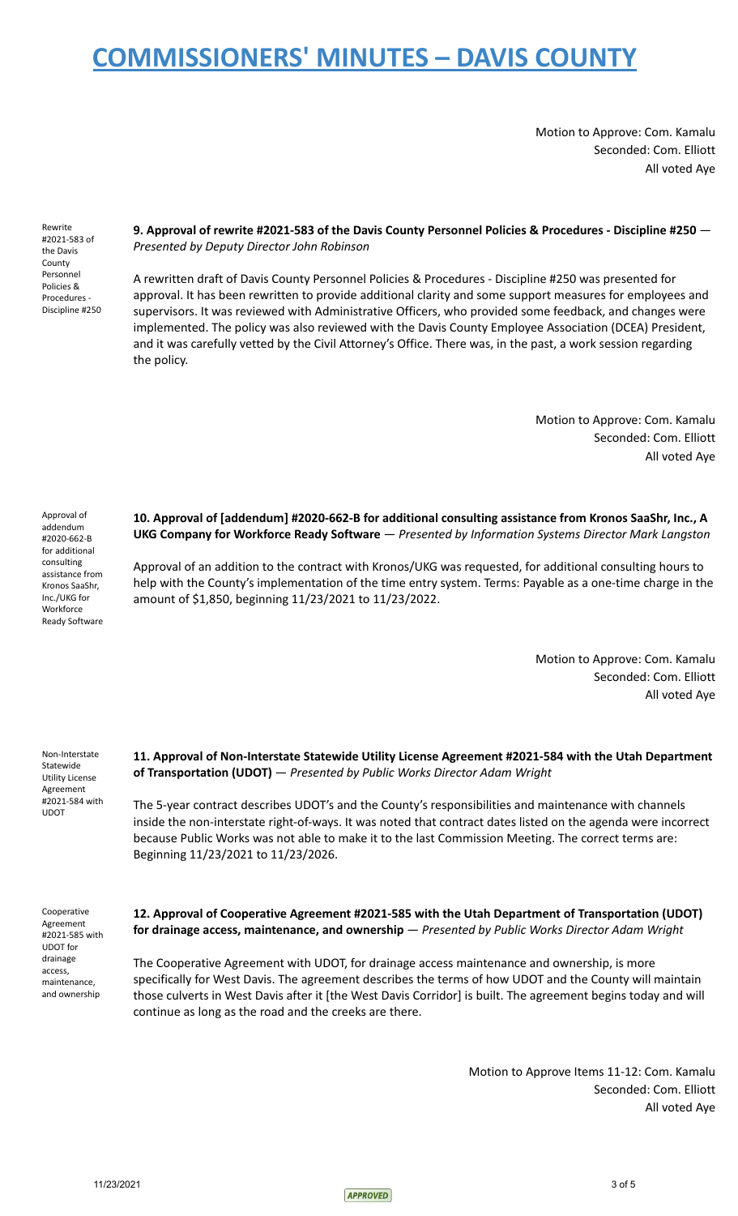Motion to Approve: Com. Kamalu
Seconded: Com. Elliott
All voted Aye

Rewrite #2021-583 of the Davis County Personnel Policies & Procedures - Discipline #250

**9. Approval of rewrite #2021-583 of the Davis County Personnel Policies & Procedures - Discipline #250** — *Presented by Deputy Director John Robinson*

A rewritten draft of Davis County Personnel Policies & Procedures - Discipline #250 was presented for approval. It has been rewritten to provide additional clarity and some support measures for employees and supervisors. It was reviewed with Administrative Officers, who provided some feedback, and changes were implemented. The policy was also reviewed with the Davis County Employee Association (DCEA) President, and it was carefully vetted by the Civil Attorney's Office. There was, in the past, a work session regarding the policy.

Motion to Approve: Com. Kamalu
Seconded: Com. Elliott
All voted Aye

Approval of addendum #2020-662-B for additional consulting assistance from Kronos SaaShr, Inc./UKG for Workforce Ready Software

**10. Approval of [addendum] #2020-662-B for additional consulting assistance from Kronos SaaShr, Inc., A UKG Company for Workforce Ready Software** — *Presented by Information Systems Director Mark Langston*

Approval of an addition to the contract with Kronos/UKG was requested, for additional consulting hours to help with the County's implementation of the time entry system. Terms: Payable as a one-time charge in the amount of $1,850, beginning 11/23/2021 to 11/23/2022.

Motion to Approve: Com. Kamalu
Seconded: Com. Elliott
All voted Aye

Non-Interstate Statewide Utility License Agreement #2021-584 with UDOT

**11. Approval of Non-Interstate Statewide Utility License Agreement #2021-584 with the Utah Department of Transportation (UDOT)** — *Presented by Public Works Director Adam Wright*

The 5-year contract describes UDOT's and the County's responsibilities and maintenance with channels inside the non-interstate right-of-ways. It was noted that contract dates listed on the agenda were incorrect because Public Works was not able to make it to the last Commission Meeting. The correct terms are: Beginning 11/23/2021 to 11/23/2026.

Cooperative Agreement #2021-585 with UDOT for drainage access, maintenance, and ownership

**12. Approval of Cooperative Agreement #2021-585 with the Utah Department of Transportation (UDOT) for drainage access, maintenance, and ownership** — *Presented by Public Works Director Adam Wright*

The Cooperative Agreement with UDOT, for drainage access maintenance and ownership, is more specifically for West Davis. The agreement describes the terms of how UDOT and the County will maintain those culverts in West Davis after it [the West Davis Corridor] is built. The agreement begins today and will continue as long as the road and the creeks are there.

Motion to Approve Items 11-12: Com. Kamalu
Seconded: Com. Elliott
All voted Aye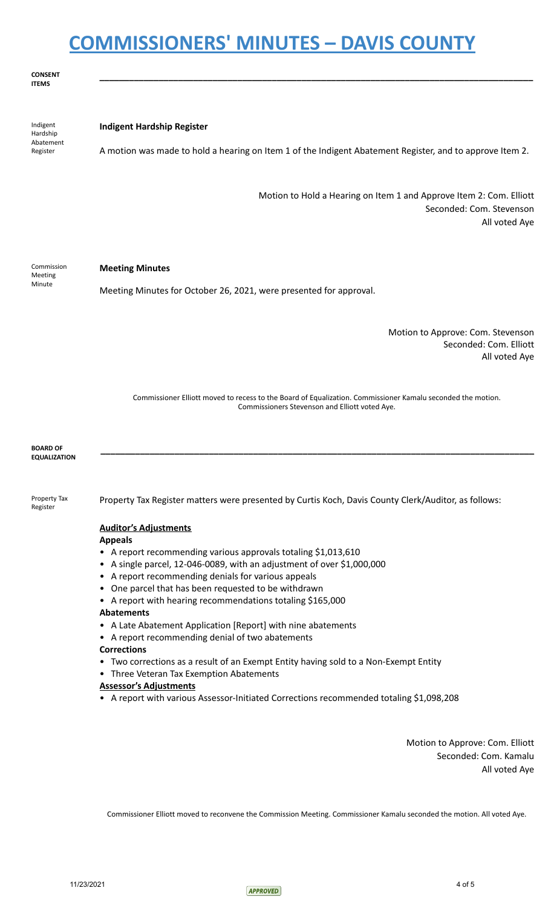**CONSENT ITEMS**

---

Indigent Hardship Abatement Register

**Indigent Hardship Register**

A motion was made to hold a hearing on Item 1 of the Indigent Abatement Register, and to approve Item 2.

Motion to Hold a Hearing on Item 1 and Approve Item 2: Com. Elliott
Seconded: Com. Stevenson
All voted Aye

Commission Meeting Minute

**Meeting Minutes**

Meeting Minutes for October 26, 2021, were presented for approval.

Motion to Approve: Com. Stevenson
Seconded: Com. Elliott
All voted Aye

Commissioner Elliott moved to recess to the Board of Equalization. Commissioner Kamalu seconded the motion. Commissioners Stevenson and Elliott voted Aye.

**BOARD OF EQUALIZATION**

---

Property Tax Register

Property Tax Register matters were presented by Curtis Koch, Davis County Clerk/Auditor, as follows:

**Auditor's Adjustments**

**Appeals**

- A report recommending various approvals totaling $1,013,610
- A single parcel, 12-046-0089, with an adjustment of over $1,000,000
- A report recommending denials for various appeals
- One parcel that has been requested to be withdrawn
- A report with hearing recommendations totaling $165,000

**Abatements**

- A Late Abatement Application [Report] with nine abatements
- A report recommending denial of two abatements

**Corrections**

- Two corrections as a result of an Exempt Entity having sold to a Non-Exempt Entity
- Three Veteran Tax Exemption Abatements

**Assessor's Adjustments**

- A report with various Assessor-Initiated Corrections recommended totaling $1,098,208

Motion to Approve: Com. Elliott
Seconded: Com. Kamalu
All voted Aye

Commissioner Elliott moved to reconvene the Commission Meeting. Commissioner Kamalu seconded the motion. All voted Aye.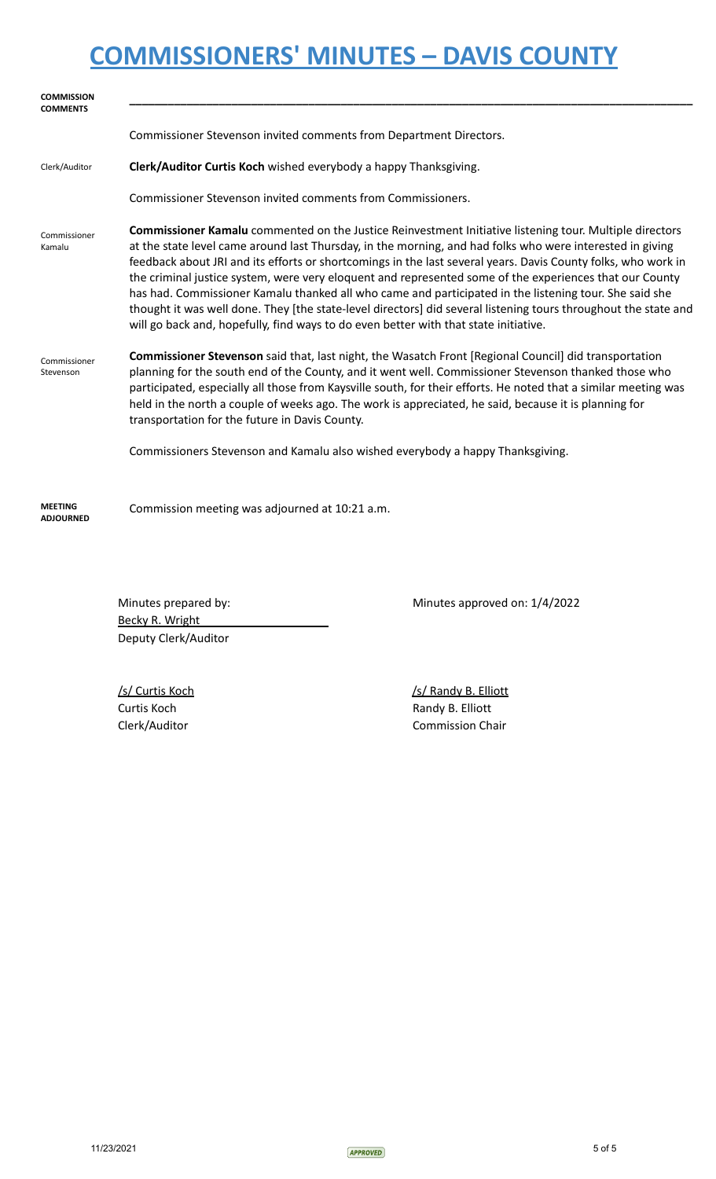# COMMISSIONERS' MINUTES – DAVIS COUNTY

**COMMISSION COMMENTS**

Commissioner Stevenson invited comments from Department Directors.

Clerk/Auditor

**Clerk/Auditor Curtis Koch** wished everybody a happy Thanksgiving.

Commissioner Stevenson invited comments from Commissioners.

Commissioner Kamalu

**Commissioner Kamalu** commented on the Justice Reinvestment Initiative listening tour. Multiple directors at the state level came around last Thursday, in the morning, and had folks who were interested in giving feedback about JRI and its efforts or shortcomings in the last several years. Davis County folks, who work in the criminal justice system, were very eloquent and represented some of the experiences that our County has had. Commissioner Kamalu thanked all who came and participated in the listening tour. She said she thought it was well done. They [the state-level directors] did several listening tours throughout the state and will go back and, hopefully, find ways to do even better with that state initiative.

Commissioner Stevenson

**Commissioner Stevenson** said that, last night, the Wasatch Front [Regional Council] did transportation planning for the south end of the County, and it went well. Commissioner Stevenson thanked those who participated, especially all those from Kaysville south, for their efforts. He noted that a similar meeting was held in the north a couple of weeks ago. The work is appreciated, he said, because it is planning for transportation for the future in Davis County.

Commissioners Stevenson and Kamalu also wished everybody a happy Thanksgiving.

**MEETING ADJOURNED**

Commission meeting was adjourned at 10:21 a.m.

Minutes prepared by:
Becky R. Wright
Deputy Clerk/Auditor

Minutes approved on: 1/4/2022

/s/ Curtis Koch
Curtis Koch
Clerk/Auditor

/s/ Randy B. Elliott
Randy B. Elliott
Commission Chair